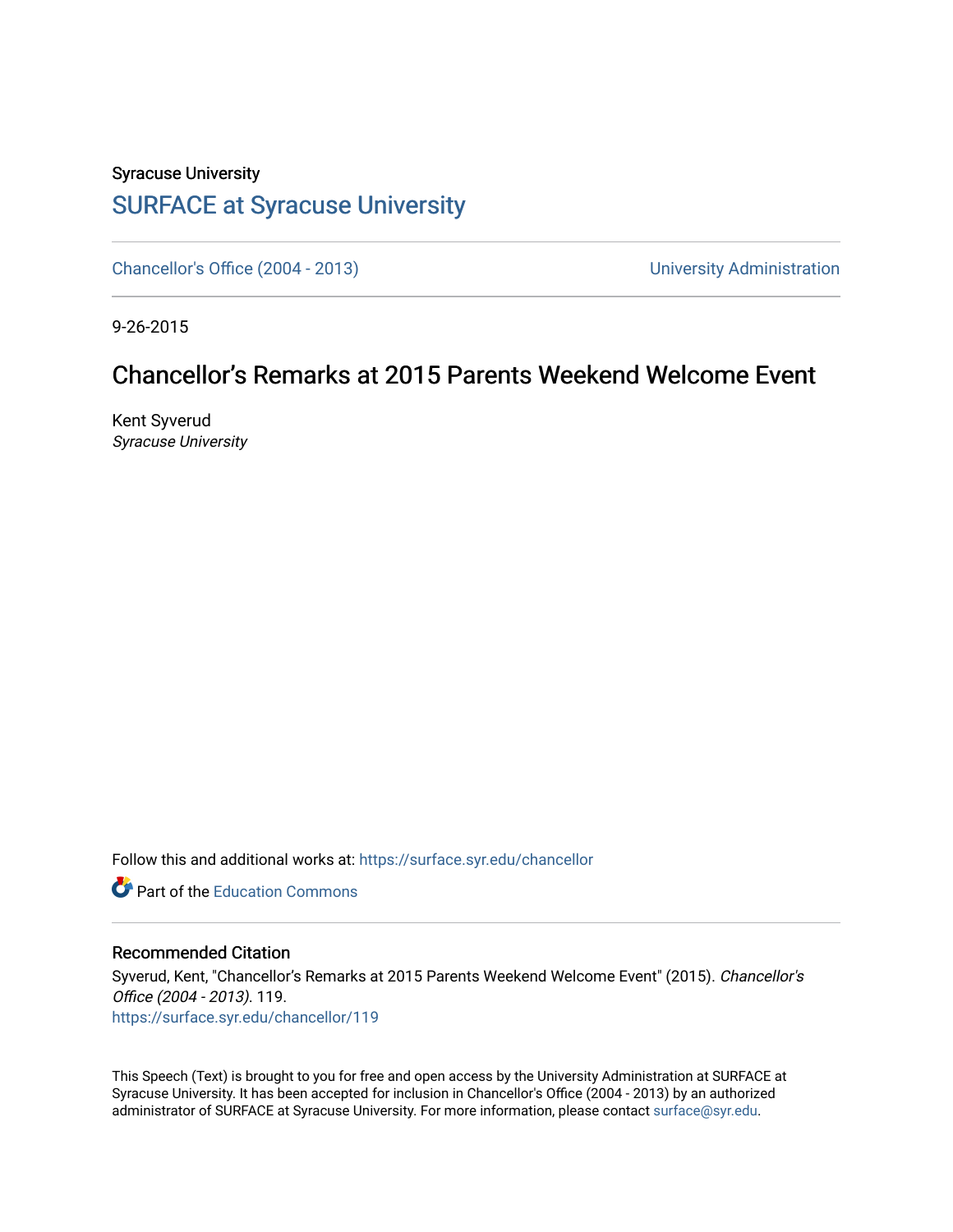Syracuse University

# SURFACE at Syracuse University

Chancellor's Office (2004 - 2013)

University Administration

9-26-2015

## Chancellor's Remarks at 2015 Parents Weekend Welcome Event

Kent Syverud

*Syracuse University*

Follow this and additional works at: https://surface.syr.edu/chancellor

Part of the Education Commons

### Recommended Citation

Syverud, Kent, "Chancellor's Remarks at 2015 Parents Weekend Welcome Event" (2015). *Chancellor's Office (2004 - 2013)*. 119.
https://surface.syr.edu/chancellor/119

This Speech (Text) is brought to you for free and open access by the University Administration at SURFACE at Syracuse University. It has been accepted for inclusion in Chancellor's Office (2004 - 2013) by an authorized administrator of SURFACE at Syracuse University. For more information, please contact surface@syr.edu.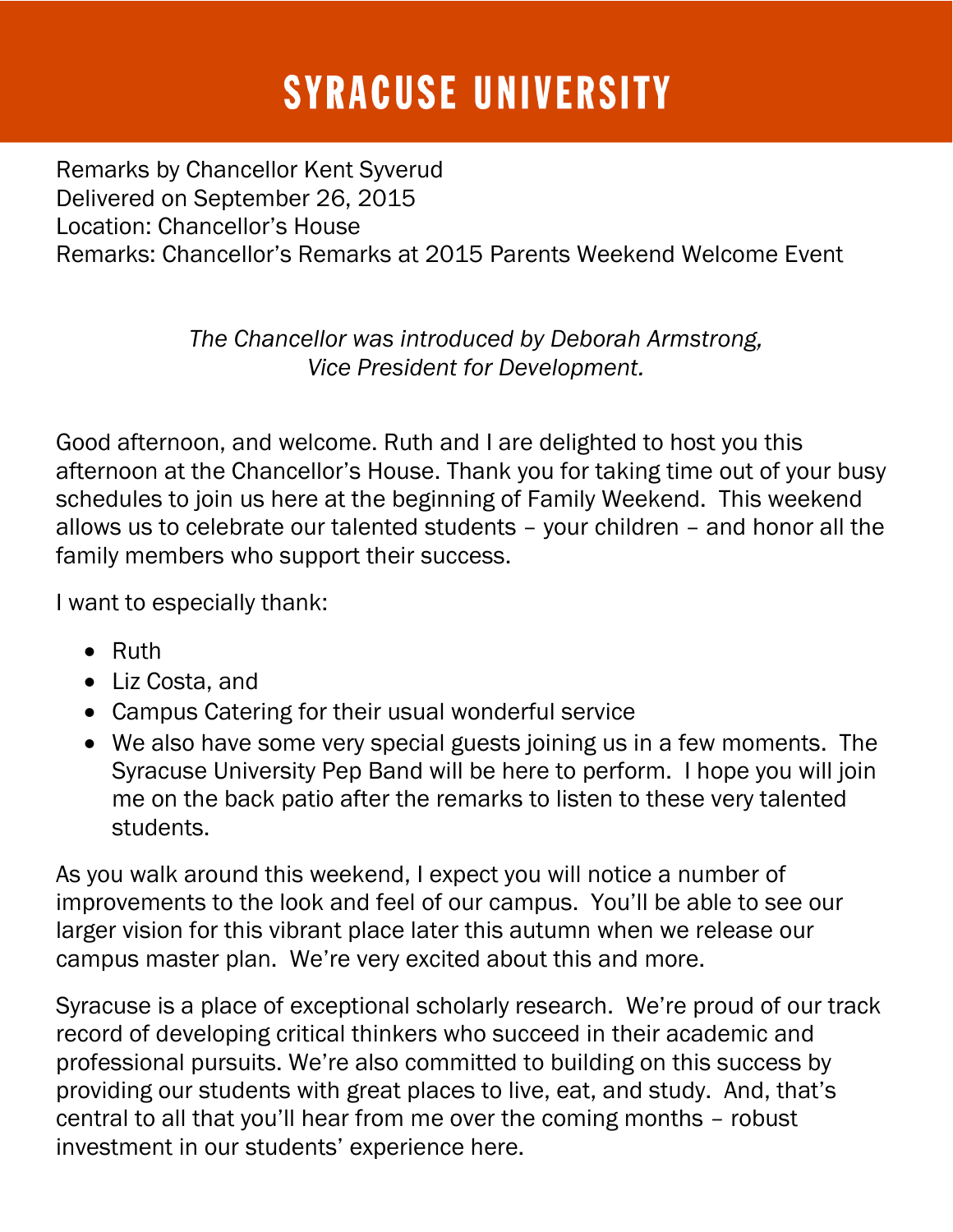# SYRACUSE UNIVERSITY

Remarks by Chancellor Kent Syverud
Delivered on September 26, 2015
Location: Chancellor's House
Remarks: Chancellor's Remarks at 2015 Parents Weekend Welcome Event

*The Chancellor was introduced by Deborah Armstrong, Vice President for Development.*

Good afternoon, and welcome. Ruth and I are delighted to host you this afternoon at the Chancellor's House. Thank you for taking time out of your busy schedules to join us here at the beginning of Family Weekend. This weekend allows us to celebrate our talented students – your children – and honor all the family members who support their success.

I want to especially thank:

- Ruth
- Liz Costa, and
- Campus Catering for their usual wonderful service
- We also have some very special guests joining us in a few moments. The Syracuse University Pep Band will be here to perform. I hope you will join me on the back patio after the remarks to listen to these very talented students.

As you walk around this weekend, I expect you will notice a number of improvements to the look and feel of our campus. You'll be able to see our larger vision for this vibrant place later this autumn when we release our campus master plan. We're very excited about this and more.

Syracuse is a place of exceptional scholarly research. We're proud of our track record of developing critical thinkers who succeed in their academic and professional pursuits. We're also committed to building on this success by providing our students with great places to live, eat, and study. And, that's central to all that you'll hear from me over the coming months – robust investment in our students' experience here.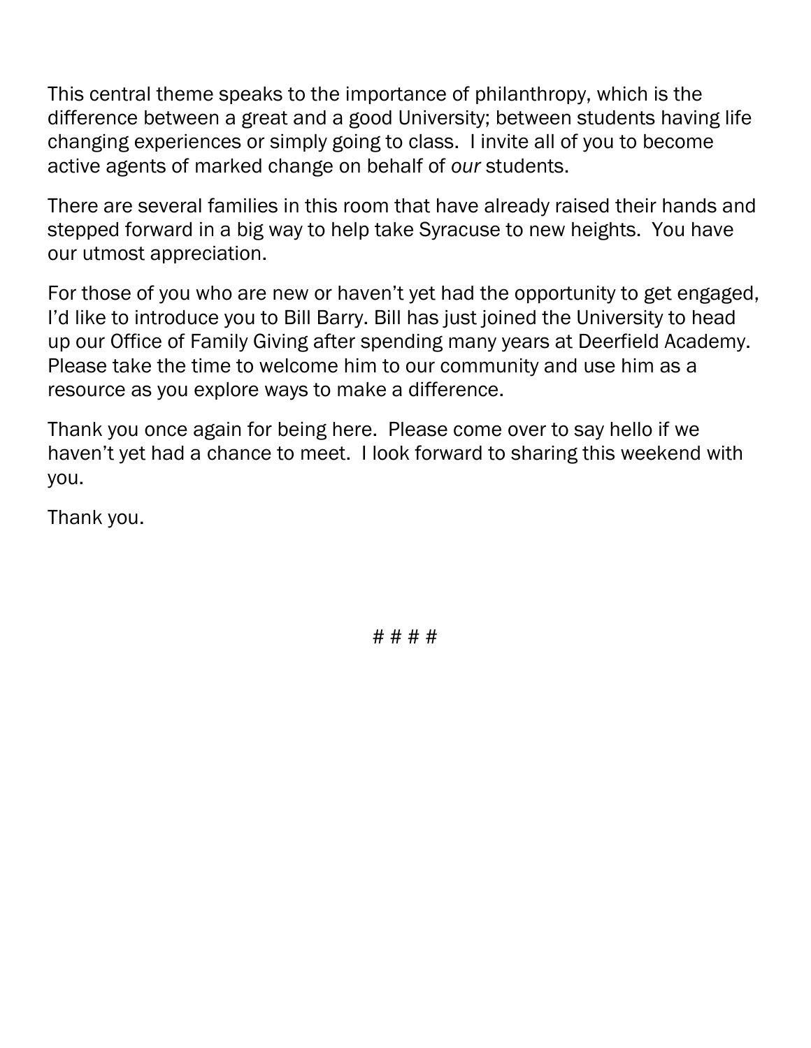This central theme speaks to the importance of philanthropy, which is the difference between a great and a good University; between students having life changing experiences or simply going to class. I invite all of you to become active agents of marked change on behalf of *our* students.

There are several families in this room that have already raised their hands and stepped forward in a big way to help take Syracuse to new heights. You have our utmost appreciation.

For those of you who are new or haven't yet had the opportunity to get engaged, I'd like to introduce you to Bill Barry. Bill has just joined the University to head up our Office of Family Giving after spending many years at Deerfield Academy. Please take the time to welcome him to our community and use him as a resource as you explore ways to make a difference.

Thank you once again for being here. Please come over to say hello if we haven't yet had a chance to meet. I look forward to sharing this weekend with you.

Thank you.

# # # #